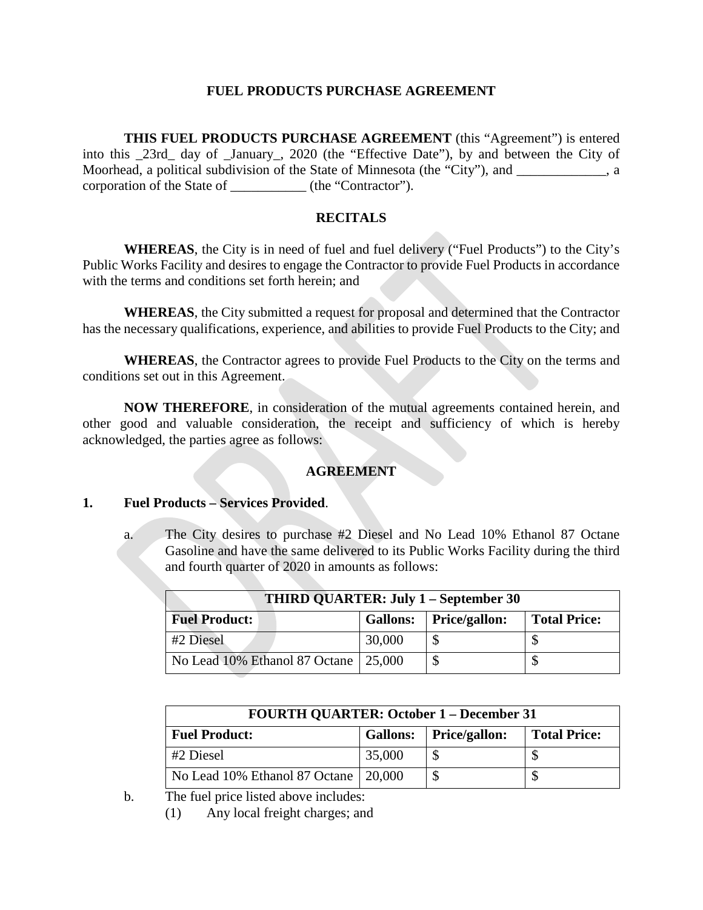# FUEL PRODUCTS PURCHASE AGREEMENT

**THIS FUEL PRODUCTS PURCHASE AGREEMENT** (this "Agreement") is entered into this _23rd_ day of _January_, 2020 (the "Effective Date"), by and between the City of Moorhead, a political subdivision of the State of Minnesota (the "City"), and _____________, a corporation of the State of ___________ (the "Contractor").

## RECITALS

**WHEREAS**, the City is in need of fuel and fuel delivery ("Fuel Products") to the City's Public Works Facility and desires to engage the Contractor to provide Fuel Products in accordance with the terms and conditions set forth herein; and

**WHEREAS**, the City submitted a request for proposal and determined that the Contractor has the necessary qualifications, experience, and abilities to provide Fuel Products to the City; and

**WHEREAS**, the Contractor agrees to provide Fuel Products to the City on the terms and conditions set out in this Agreement.

**NOW THEREFORE**, in consideration of the mutual agreements contained herein, and other good and valuable consideration, the receipt and sufficiency of which is hereby acknowledged, the parties agree as follows:

## AGREEMENT

**1. Fuel Products – Services Provided**.

a. The City desires to purchase #2 Diesel and No Lead 10% Ethanol 87 Octane Gasoline and have the same delivered to its Public Works Facility during the third and fourth quarter of 2020 in amounts as follows:

| THIRD QUARTER: July 1 – September 30 | | | |
|---|---|---|---|
| **Fuel Product:** | **Gallons:** | **Price/gallon:** | **Total Price:** |
| #2 Diesel | 30,000 | $ | $ |
| No Lead 10% Ethanol 87 Octane | 25,000 | $ | $ |

| FOURTH QUARTER: October 1 – December 31 | | | |
|---|---|---|---|
| **Fuel Product:** | **Gallons:** | **Price/gallon:** | **Total Price:** |
| #2 Diesel | 35,000 | $ | $ |
| No Lead 10% Ethanol 87 Octane | 20,000 | $ | $ |

b. The fuel price listed above includes:

(1) Any local freight charges; and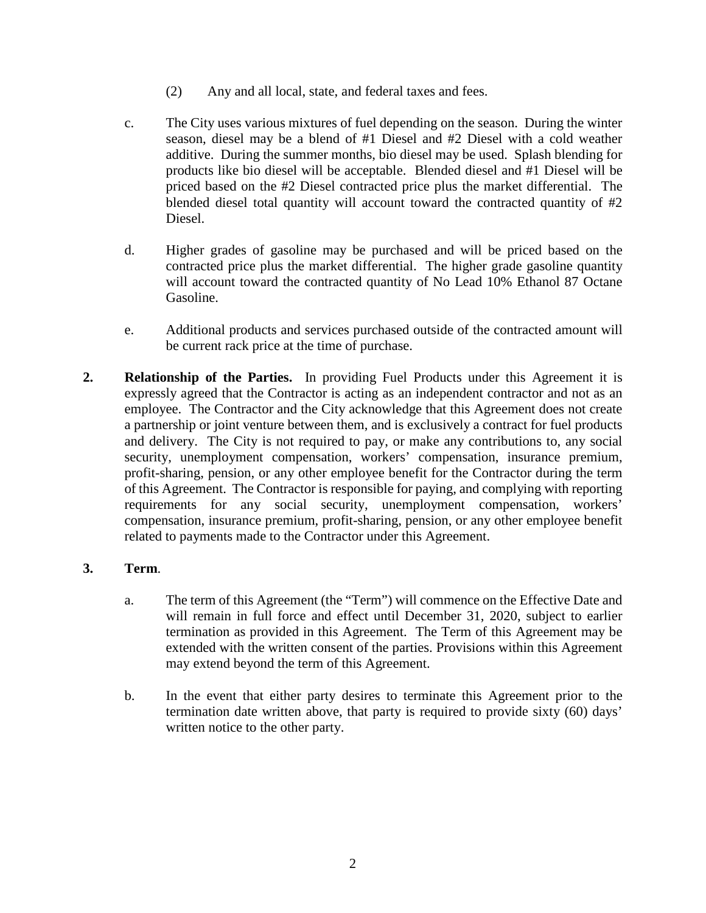(2) Any and all local, state, and federal taxes and fees.

c. The City uses various mixtures of fuel depending on the season. During the winter season, diesel may be a blend of #1 Diesel and #2 Diesel with a cold weather additive. During the summer months, bio diesel may be used. Splash blending for products like bio diesel will be acceptable. Blended diesel and #1 Diesel will be priced based on the #2 Diesel contracted price plus the market differential. The blended diesel total quantity will account toward the contracted quantity of #2 Diesel.

d. Higher grades of gasoline may be purchased and will be priced based on the contracted price plus the market differential. The higher grade gasoline quantity will account toward the contracted quantity of No Lead 10% Ethanol 87 Octane Gasoline.

e. Additional products and services purchased outside of the contracted amount will be current rack price at the time of purchase.

**2. Relationship of the Parties.** In providing Fuel Products under this Agreement it is expressly agreed that the Contractor is acting as an independent contractor and not as an employee. The Contractor and the City acknowledge that this Agreement does not create a partnership or joint venture between them, and is exclusively a contract for fuel products and delivery. The City is not required to pay, or make any contributions to, any social security, unemployment compensation, workers' compensation, insurance premium, profit-sharing, pension, or any other employee benefit for the Contractor during the term of this Agreement. The Contractor is responsible for paying, and complying with reporting requirements for any social security, unemployment compensation, workers' compensation, insurance premium, profit-sharing, pension, or any other employee benefit related to payments made to the Contractor under this Agreement.

**3. Term.**

a. The term of this Agreement (the "Term") will commence on the Effective Date and will remain in full force and effect until December 31, 2020, subject to earlier termination as provided in this Agreement. The Term of this Agreement may be extended with the written consent of the parties. Provisions within this Agreement may extend beyond the term of this Agreement.

b. In the event that either party desires to terminate this Agreement prior to the termination date written above, that party is required to provide sixty (60) days' written notice to the other party.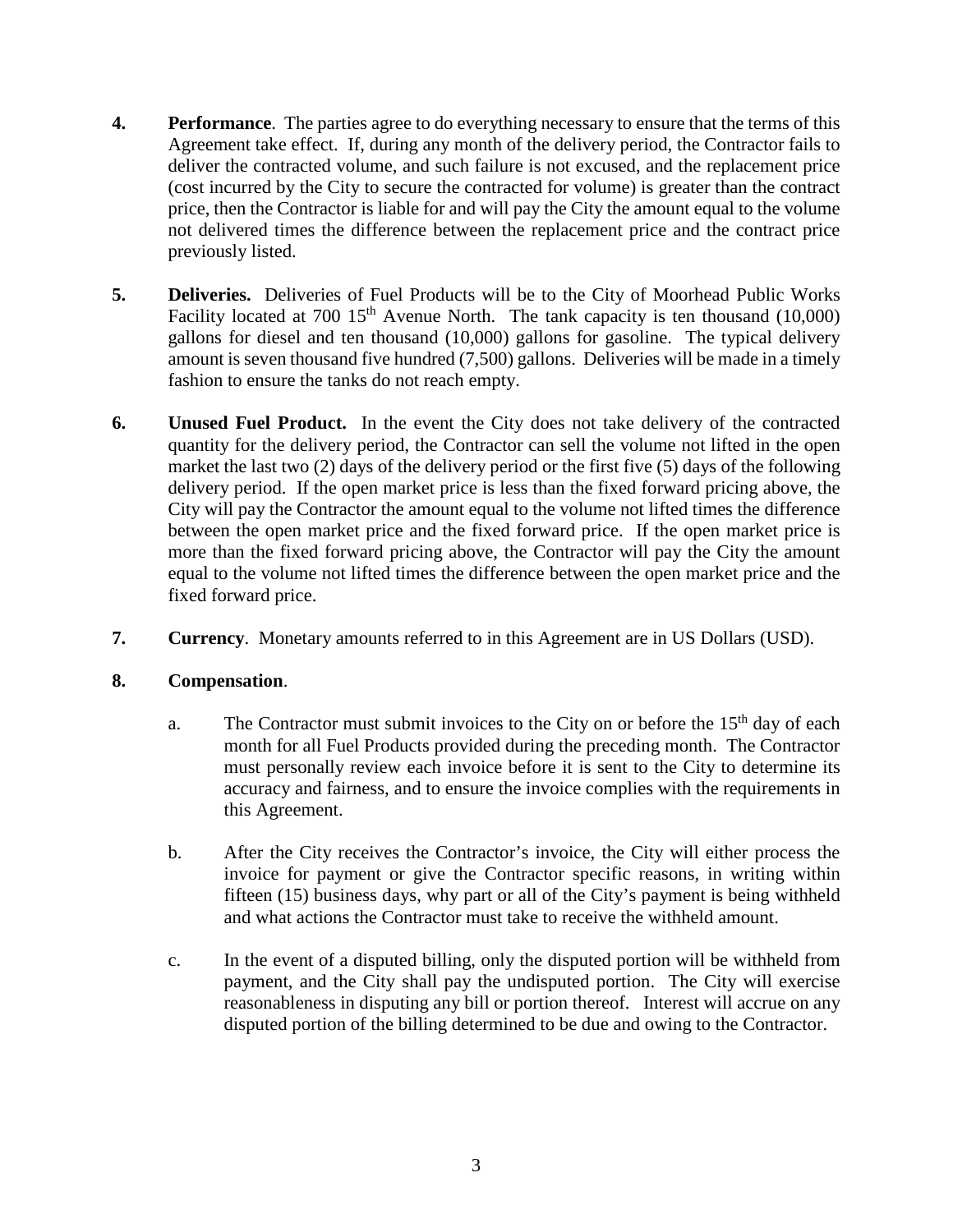**4. Performance**. The parties agree to do everything necessary to ensure that the terms of this Agreement take effect. If, during any month of the delivery period, the Contractor fails to deliver the contracted volume, and such failure is not excused, and the replacement price (cost incurred by the City to secure the contracted for volume) is greater than the contract price, then the Contractor is liable for and will pay the City the amount equal to the volume not delivered times the difference between the replacement price and the contract price previously listed.

**5. Deliveries.** Deliveries of Fuel Products will be to the City of Moorhead Public Works Facility located at 700 15th Avenue North. The tank capacity is ten thousand (10,000) gallons for diesel and ten thousand (10,000) gallons for gasoline. The typical delivery amount is seven thousand five hundred (7,500) gallons. Deliveries will be made in a timely fashion to ensure the tanks do not reach empty.

**6. Unused Fuel Product.** In the event the City does not take delivery of the contracted quantity for the delivery period, the Contractor can sell the volume not lifted in the open market the last two (2) days of the delivery period or the first five (5) days of the following delivery period. If the open market price is less than the fixed forward pricing above, the City will pay the Contractor the amount equal to the volume not lifted times the difference between the open market price and the fixed forward price. If the open market price is more than the fixed forward pricing above, the Contractor will pay the City the amount equal to the volume not lifted times the difference between the open market price and the fixed forward price.

**7. Currency**. Monetary amounts referred to in this Agreement are in US Dollars (USD).

**8. Compensation**.

a. The Contractor must submit invoices to the City on or before the 15th day of each month for all Fuel Products provided during the preceding month. The Contractor must personally review each invoice before it is sent to the City to determine its accuracy and fairness, and to ensure the invoice complies with the requirements in this Agreement.

b. After the City receives the Contractor's invoice, the City will either process the invoice for payment or give the Contractor specific reasons, in writing within fifteen (15) business days, why part or all of the City's payment is being withheld and what actions the Contractor must take to receive the withheld amount.

c. In the event of a disputed billing, only the disputed portion will be withheld from payment, and the City shall pay the undisputed portion. The City will exercise reasonableness in disputing any bill or portion thereof. Interest will accrue on any disputed portion of the billing determined to be due and owing to the Contractor.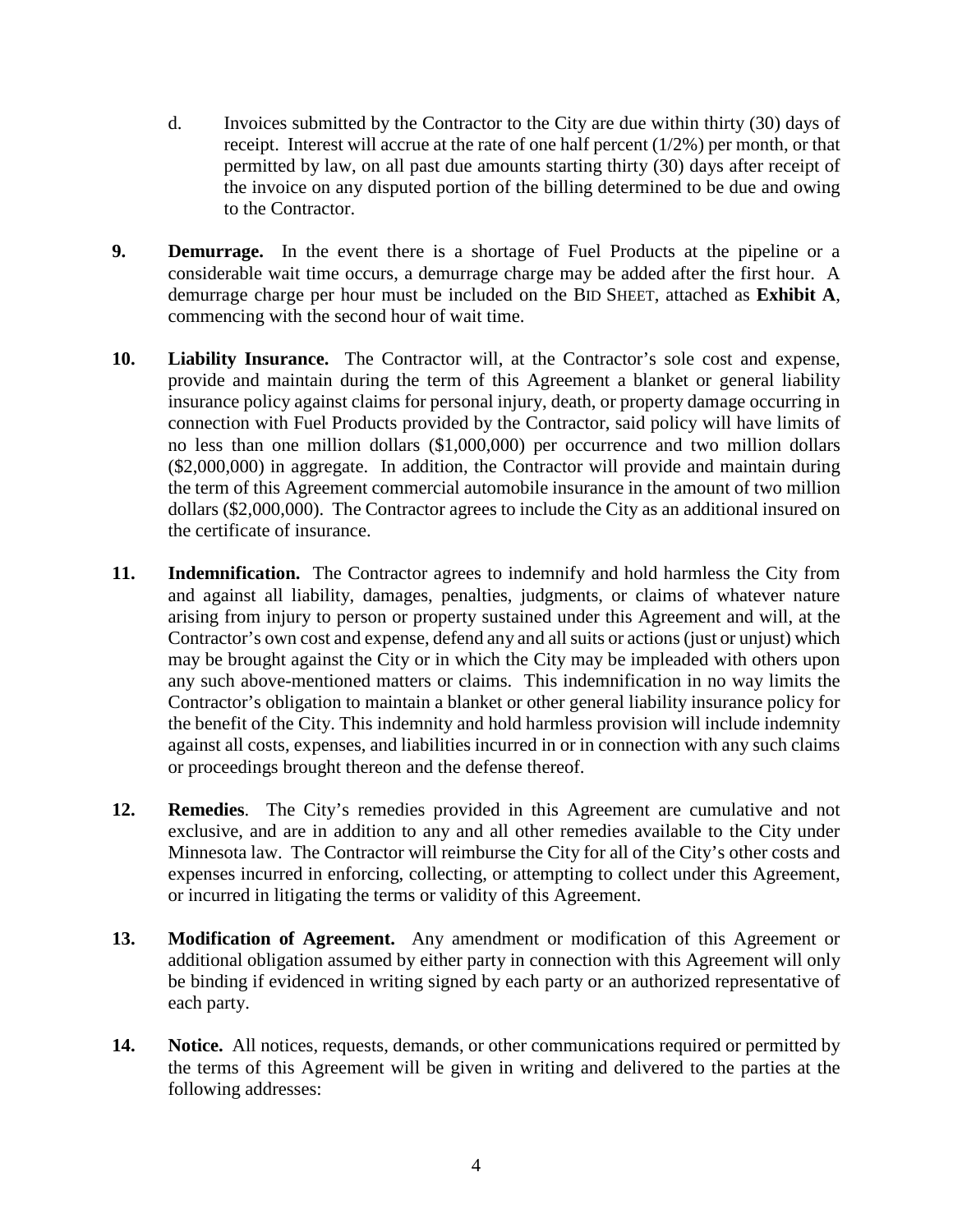d. Invoices submitted by the Contractor to the City are due within thirty (30) days of receipt. Interest will accrue at the rate of one half percent (1/2%) per month, or that permitted by law, on all past due amounts starting thirty (30) days after receipt of the invoice on any disputed portion of the billing determined to be due and owing to the Contractor.

**9. Demurrage.** In the event there is a shortage of Fuel Products at the pipeline or a considerable wait time occurs, a demurrage charge may be added after the first hour. A demurrage charge per hour must be included on the BID SHEET, attached as **Exhibit A**, commencing with the second hour of wait time.

**10. Liability Insurance.** The Contractor will, at the Contractor's sole cost and expense, provide and maintain during the term of this Agreement a blanket or general liability insurance policy against claims for personal injury, death, or property damage occurring in connection with Fuel Products provided by the Contractor, said policy will have limits of no less than one million dollars ($1,000,000) per occurrence and two million dollars ($2,000,000) in aggregate. In addition, the Contractor will provide and maintain during the term of this Agreement commercial automobile insurance in the amount of two million dollars ($2,000,000). The Contractor agrees to include the City as an additional insured on the certificate of insurance.

**11. Indemnification.** The Contractor agrees to indemnify and hold harmless the City from and against all liability, damages, penalties, judgments, or claims of whatever nature arising from injury to person or property sustained under this Agreement and will, at the Contractor's own cost and expense, defend any and all suits or actions (just or unjust) which may be brought against the City or in which the City may be impleaded with others upon any such above-mentioned matters or claims. This indemnification in no way limits the Contractor's obligation to maintain a blanket or other general liability insurance policy for the benefit of the City. This indemnity and hold harmless provision will include indemnity against all costs, expenses, and liabilities incurred in or in connection with any such claims or proceedings brought thereon and the defense thereof.

**12. Remedies**. The City's remedies provided in this Agreement are cumulative and not exclusive, and are in addition to any and all other remedies available to the City under Minnesota law. The Contractor will reimburse the City for all of the City's other costs and expenses incurred in enforcing, collecting, or attempting to collect under this Agreement, or incurred in litigating the terms or validity of this Agreement.

**13. Modification of Agreement.** Any amendment or modification of this Agreement or additional obligation assumed by either party in connection with this Agreement will only be binding if evidenced in writing signed by each party or an authorized representative of each party.

**14. Notice.** All notices, requests, demands, or other communications required or permitted by the terms of this Agreement will be given in writing and delivered to the parties at the following addresses: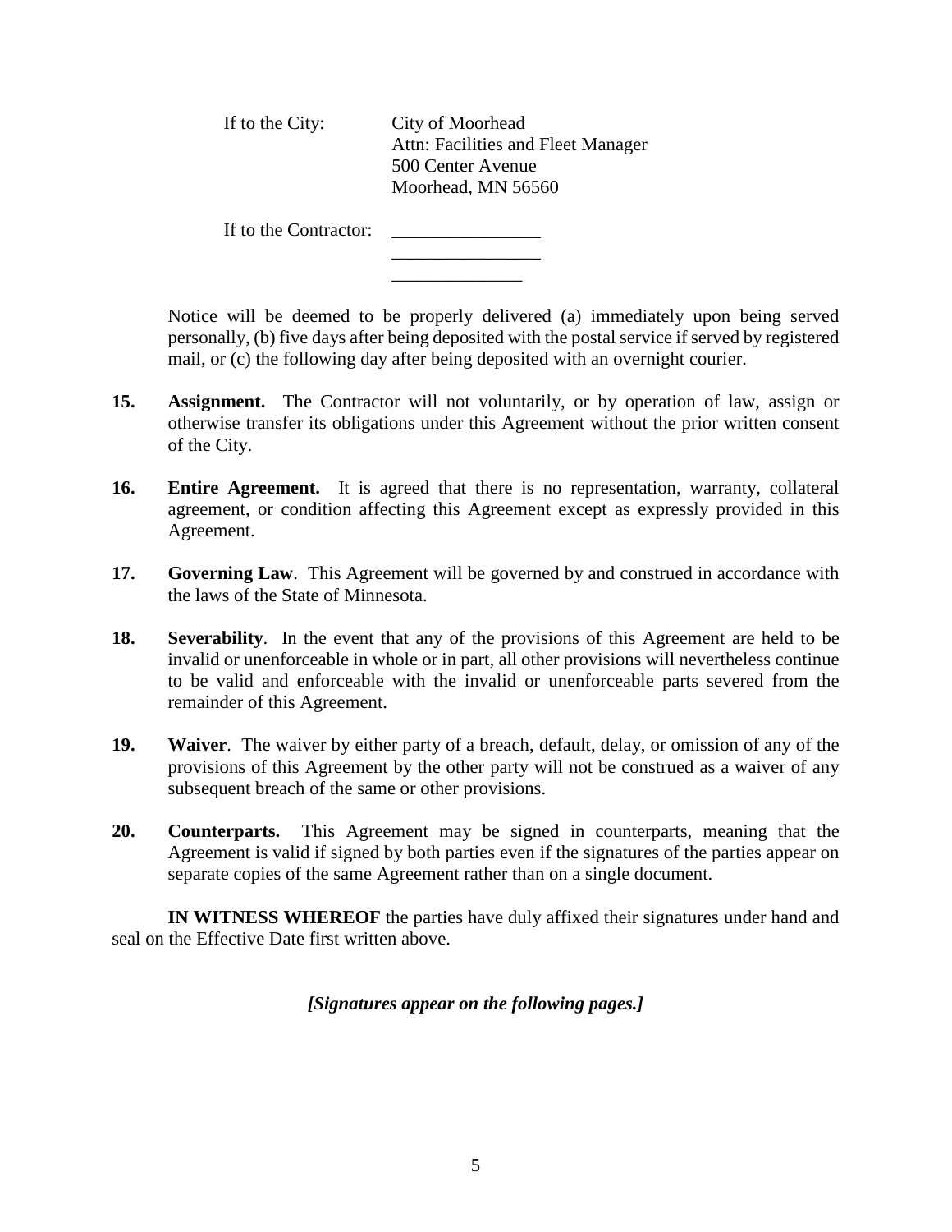If to the City: City of Moorhead
Attn: Facilities and Fleet Manager
500 Center Avenue
Moorhead, MN 56560

If to the Contractor: ________________
________________
______________

Notice will be deemed to be properly delivered (a) immediately upon being served personally, (b) five days after being deposited with the postal service if served by registered mail, or (c) the following day after being deposited with an overnight courier.

**15. Assignment.** The Contractor will not voluntarily, or by operation of law, assign or otherwise transfer its obligations under this Agreement without the prior written consent of the City.

**16. Entire Agreement.** It is agreed that there is no representation, warranty, collateral agreement, or condition affecting this Agreement except as expressly provided in this Agreement.

**17. Governing Law**. This Agreement will be governed by and construed in accordance with the laws of the State of Minnesota.

**18. Severability**. In the event that any of the provisions of this Agreement are held to be invalid or unenforceable in whole or in part, all other provisions will nevertheless continue to be valid and enforceable with the invalid or unenforceable parts severed from the remainder of this Agreement.

**19. Waiver**. The waiver by either party of a breach, default, delay, or omission of any of the provisions of this Agreement by the other party will not be construed as a waiver of any subsequent breach of the same or other provisions.

**20. Counterparts.** This Agreement may be signed in counterparts, meaning that the Agreement is valid if signed by both parties even if the signatures of the parties appear on separate copies of the same Agreement rather than on a single document.

**IN WITNESS WHEREOF** the parties have duly affixed their signatures under hand and seal on the Effective Date first written above.

***[Signatures appear on the following pages.]***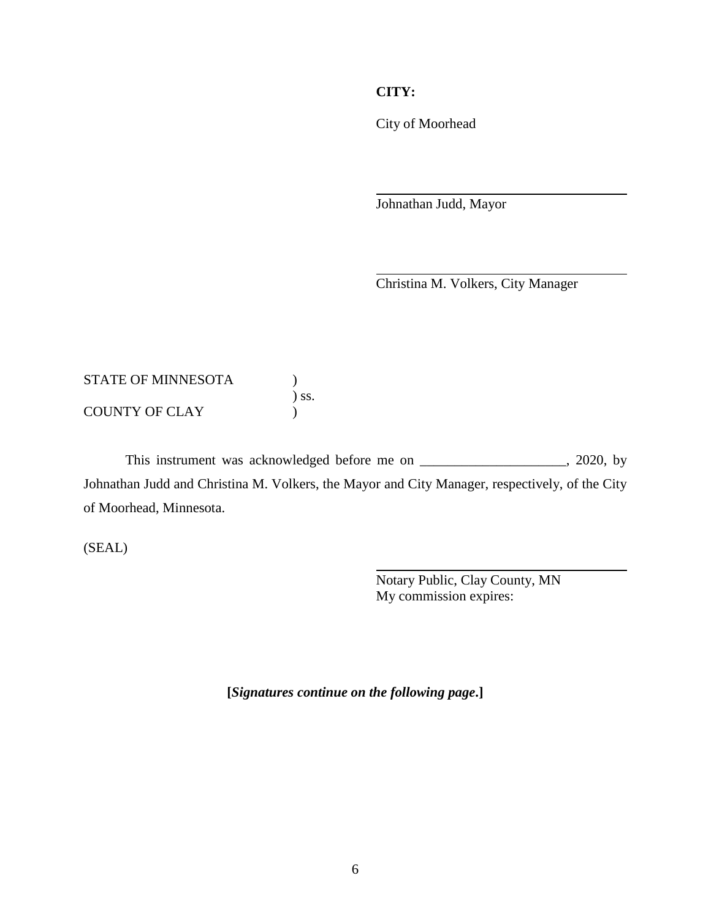**CITY:**

City of Moorhead

\_\_\_\_\_\_\_\_\_\_\_\_\_\_\_\_\_\_\_\_\_\_\_\_\_\_\_\_\_\_\_\_\_\_\_\_
Johnathan Judd, Mayor

\_\_\_\_\_\_\_\_\_\_\_\_\_\_\_\_\_\_\_\_\_\_\_\_\_\_\_\_\_\_\_\_\_\_\_\_
Christina M. Volkers, City Manager

STATE OF MINNESOTA )
) ss.
COUNTY OF CLAY )

This instrument was acknowledged before me on \_\_\_\_\_\_\_\_\_\_\_\_\_\_\_\_\_\_\_\_\_, 2020, by Johnathan Judd and Christina M. Volkers, the Mayor and City Manager, respectively, of the City of Moorhead, Minnesota.

(SEAL)

\_\_\_\_\_\_\_\_\_\_\_\_\_\_\_\_\_\_\_\_\_\_\_\_\_\_\_\_\_\_\_\_\_\_\_\_
Notary Public, Clay County, MN
My commission expires:

**[*Signatures continue on the following page*.]**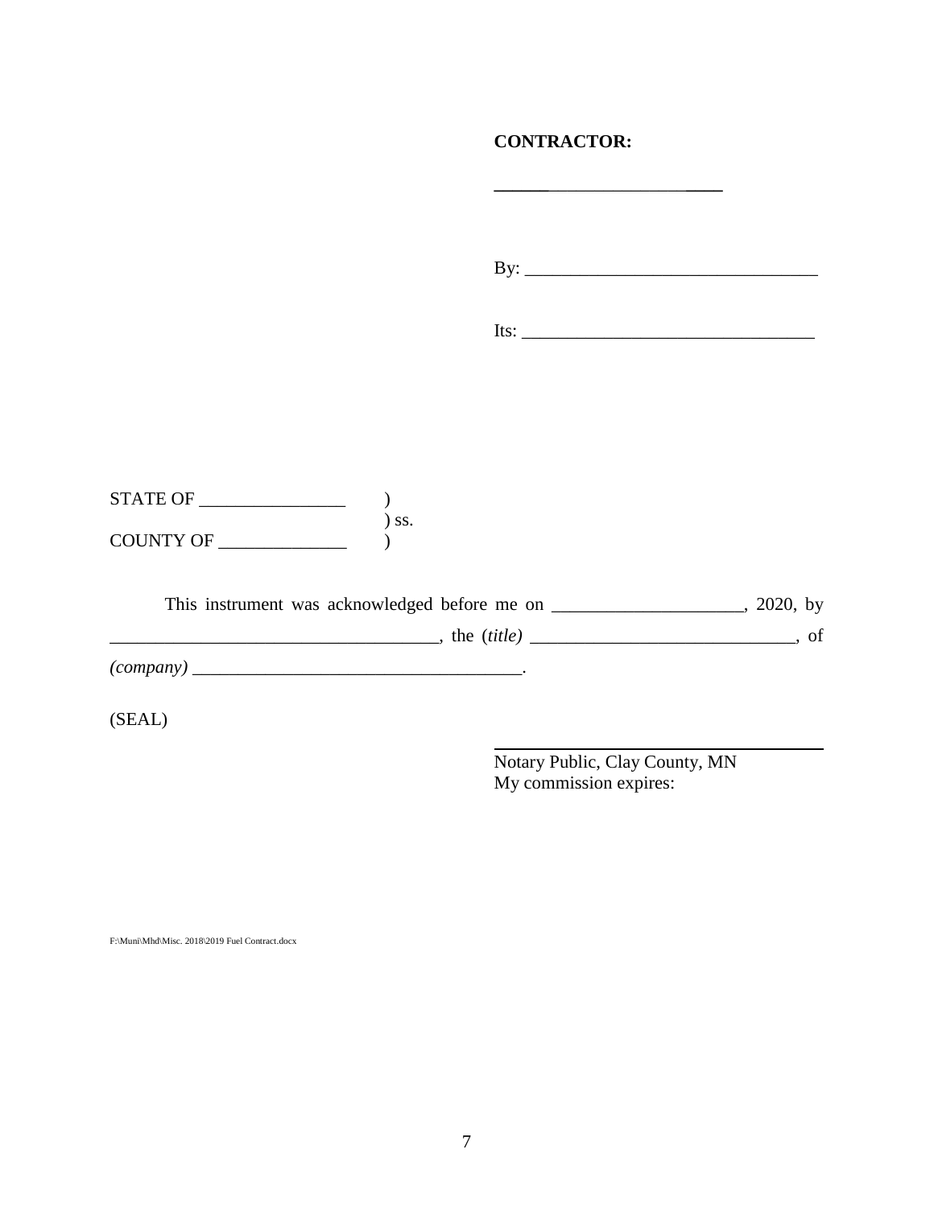**CONTRACTOR:**

\_\_\_\_\_\_\_\_\_\_\_\_\_\_\_\_\_\_\_\_\_\_\_\_\_

By: \_\_\_\_\_\_\_\_\_\_\_\_\_\_\_\_\_\_\_\_\_\_\_\_\_\_\_\_\_\_\_\_\_

Its: \_\_\_\_\_\_\_\_\_\_\_\_\_\_\_\_\_\_\_\_\_\_\_\_\_\_\_\_\_\_\_\_\_

STATE OF \_\_\_\_\_\_\_\_\_\_\_\_\_\_\_\_ )
) ss.
COUNTY OF \_\_\_\_\_\_\_\_\_\_\_\_\_\_ )

This instrument was acknowledged before me on \_\_\_\_\_\_\_\_\_\_\_\_\_\_\_\_\_\_\_\_\_, 2020, by \_\_\_\_\_\_\_\_\_\_\_\_\_\_\_\_\_\_\_\_\_\_\_\_\_\_\_\_\_\_\_\_\_\_\_\_, the (*title*) \_\_\_\_\_\_\_\_\_\_\_\_\_\_\_\_\_\_\_\_\_\_\_\_\_\_\_\_\_\_, of *(company)* \_\_\_\_\_\_\_\_\_\_\_\_\_\_\_\_\_\_\_\_\_\_\_\_\_\_\_\_\_\_\_\_\_\_\_\_.

(SEAL)

\_\_\_\_\_\_\_\_\_\_\_\_\_\_\_\_\_\_\_\_\_\_\_\_\_\_\_\_\_\_\_\_\_\_\_\_
Notary Public, Clay County, MN
My commission expires:

F:\Muni\Mhd\Misc. 2018\2019 Fuel Contract.docx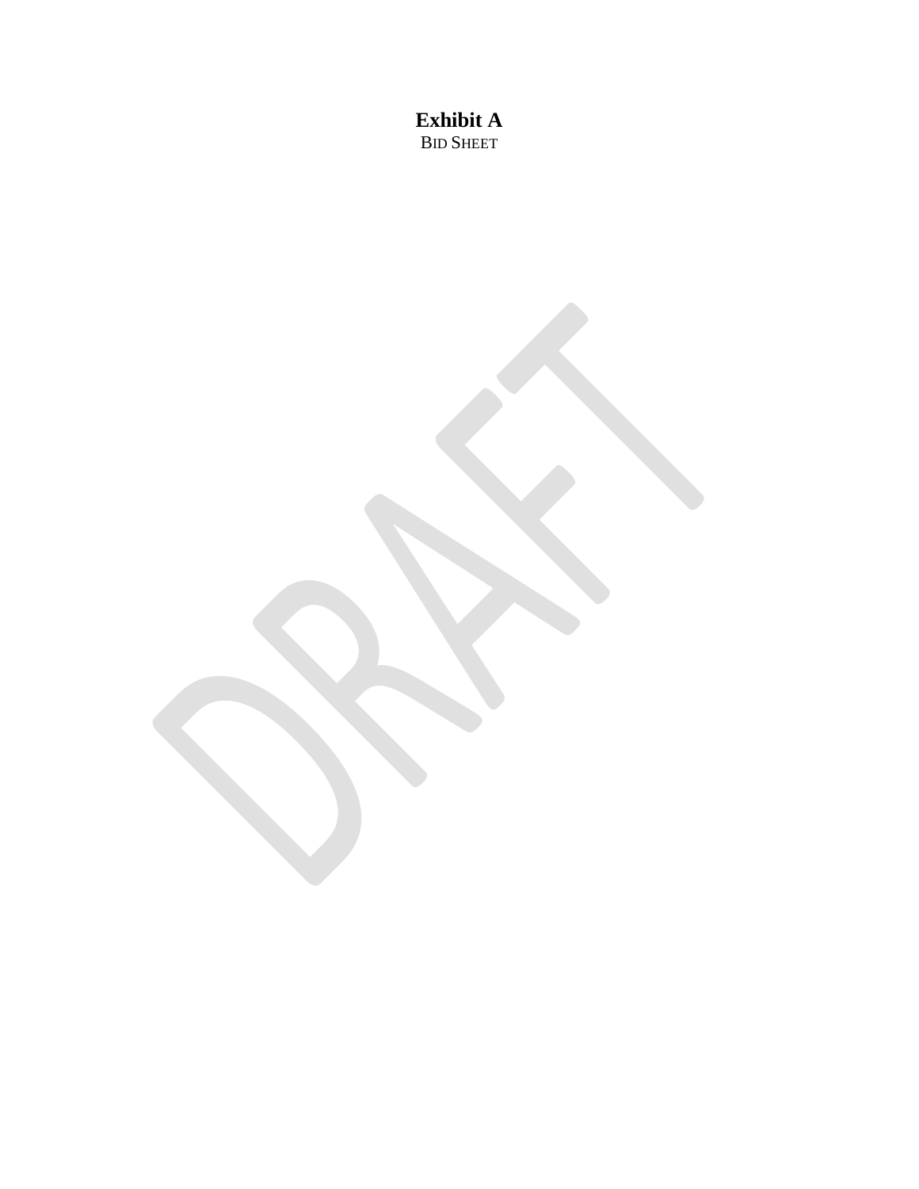**Exhibit A**

BID SHEET